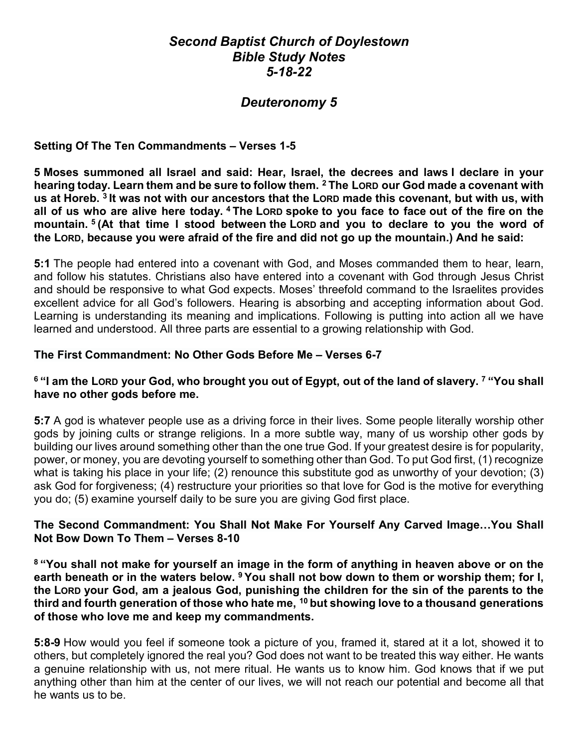# *Second Baptist Church of Doylestown*
# *Bible Study Notes*
# *5-18-22*

## *Deuteronomy 5*

**Setting Of The Ten Commandments – Verses 1-5**

**5 Moses summoned all Israel and said: Hear, Israel, the decrees and laws I declare in your hearing today. Learn them and be sure to follow them. [2] The LORD our God made a covenant with us at Horeb. [3] It was not with our ancestors that the LORD made this covenant, but with us, with all of us who are alive here today. [4] The LORD spoke to you face to face out of the fire on the mountain. [5] (At that time I stood between the LORD and you to declare to you the word of the LORD, because you were afraid of the fire and did not go up the mountain.) And he said:**

**5:1** The people had entered into a covenant with God, and Moses commanded them to hear, learn, and follow his statutes. Christians also have entered into a covenant with God through Jesus Christ and should be responsive to what God expects. Moses' threefold command to the Israelites provides excellent advice for all God's followers. Hearing is absorbing and accepting information about God. Learning is understanding its meaning and implications. Following is putting into action all we have learned and understood. All three parts are essential to a growing relationship with God.

**The First Commandment: No Other Gods Before Me – Verses 6-7**

**[6] "I am the LORD your God, who brought you out of Egypt, out of the land of slavery. [7] "You shall have no other gods before me.**

**5:7** A god is whatever people use as a driving force in their lives. Some people literally worship other gods by joining cults or strange religions. In a more subtle way, many of us worship other gods by building our lives around something other than the one true God. If your greatest desire is for popularity, power, or money, you are devoting yourself to something other than God. To put God first, (1) recognize what is taking his place in your life; (2) renounce this substitute god as unworthy of your devotion; (3) ask God for forgiveness; (4) restructure your priorities so that love for God is the motive for everything you do; (5) examine yourself daily to be sure you are giving God first place.

**The Second Commandment: You Shall Not Make For Yourself Any Carved Image…You Shall Not Bow Down To Them – Verses 8-10**

**[8] "You shall not make for yourself an image in the form of anything in heaven above or on the earth beneath or in the waters below. [9] You shall not bow down to them or worship them; for I, the LORD your God, am a jealous God, punishing the children for the sin of the parents to the third and fourth generation of those who hate me, [10] but showing love to a thousand generations of those who love me and keep my commandments.**

**5:8-9** How would you feel if someone took a picture of you, framed it, stared at it a lot, showed it to others, but completely ignored the real you? God does not want to be treated this way either. He wants a genuine relationship with us, not mere ritual. He wants us to know him. God knows that if we put anything other than him at the center of our lives, we will not reach our potential and become all that he wants us to be.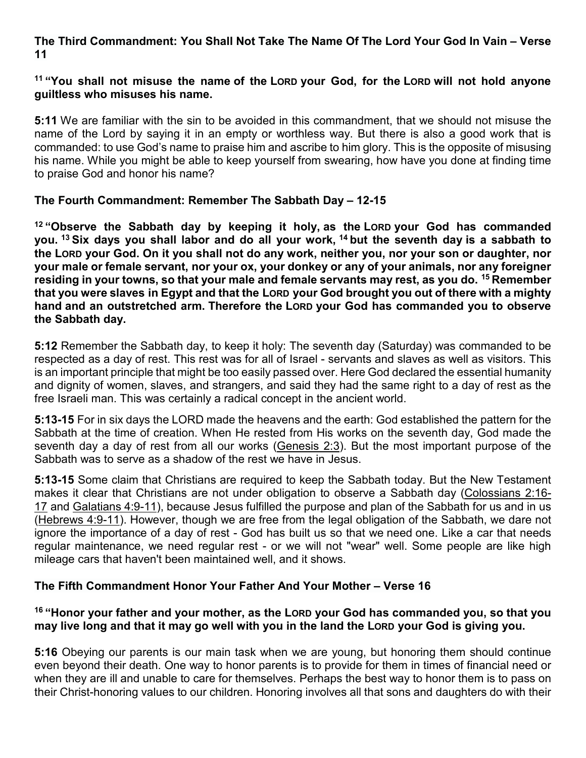**The Third Commandment: You Shall Not Take The Name Of The Lord Your God In Vain – Verse 11**

**[11] "You shall not misuse the name of the LORD your God, for the LORD will not hold anyone guiltless who misuses his name.**

**5:11** We are familiar with the sin to be avoided in this commandment, that we should not misuse the name of the Lord by saying it in an empty or worthless way. But there is also a good work that is commanded: to use God's name to praise him and ascribe to him glory. This is the opposite of misusing his name. While you might be able to keep yourself from swearing, how have you done at finding time to praise God and honor his name?

**The Fourth Commandment: Remember The Sabbath Day – 12-15**

**[12] "Observe the Sabbath day by keeping it holy, as the LORD your God has commanded you. [13] Six days you shall labor and do all your work, [14] but the seventh day is a sabbath to the LORD your God. On it you shall not do any work, neither you, nor your son or daughter, nor your male or female servant, nor your ox, your donkey or any of your animals, nor any foreigner residing in your towns, so that your male and female servants may rest, as you do. [15] Remember that you were slaves in Egypt and that the LORD your God brought you out of there with a mighty hand and an outstretched arm. Therefore the LORD your God has commanded you to observe the Sabbath day.**

**5:12** Remember the Sabbath day, to keep it holy: The seventh day (Saturday) was commanded to be respected as a day of rest. This rest was for all of Israel - servants and slaves as well as visitors. This is an important principle that might be too easily passed over. Here God declared the essential humanity and dignity of women, slaves, and strangers, and said they had the same right to a day of rest as the free Israeli man. This was certainly a radical concept in the ancient world.

**5:13-15** For in six days the LORD made the heavens and the earth: God established the pattern for the Sabbath at the time of creation. When He rested from His works on the seventh day, God made the seventh day a day of rest from all our works (Genesis 2:3). But the most important purpose of the Sabbath was to serve as a shadow of the rest we have in Jesus.

**5:13-15** Some claim that Christians are required to keep the Sabbath today. But the New Testament makes it clear that Christians are not under obligation to observe a Sabbath day (Colossians 2:16-17 and Galatians 4:9-11), because Jesus fulfilled the purpose and plan of the Sabbath for us and in us (Hebrews 4:9-11). However, though we are free from the legal obligation of the Sabbath, we dare not ignore the importance of a day of rest - God has built us so that we need one. Like a car that needs regular maintenance, we need regular rest - or we will not "wear" well. Some people are like high mileage cars that haven't been maintained well, and it shows.

**The Fifth Commandment Honor Your Father And Your Mother – Verse 16**

**[16] "Honor your father and your mother, as the LORD your God has commanded you, so that you may live long and that it may go well with you in the land the LORD your God is giving you.**

**5:16** Obeying our parents is our main task when we are young, but honoring them should continue even beyond their death. One way to honor parents is to provide for them in times of financial need or when they are ill and unable to care for themselves. Perhaps the best way to honor them is to pass on their Christ-honoring values to our children. Honoring involves all that sons and daughters do with their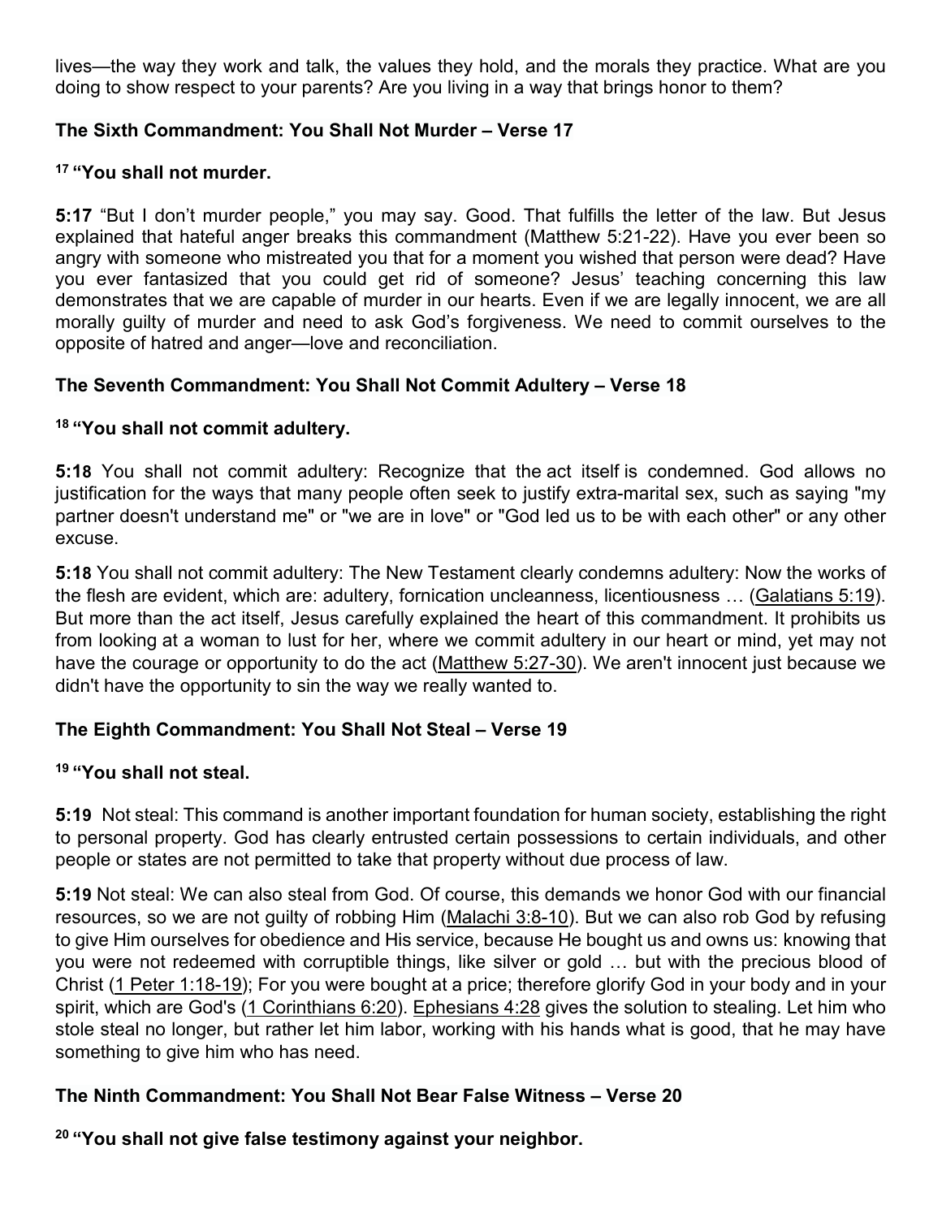lives—the way they work and talk, the values they hold, and the morals they practice. What are you doing to show respect to your parents? Are you living in a way that brings honor to them?

### The Sixth Commandment: You Shall Not Murder – Verse 17

**[17] "You shall not murder.**

**5:17** "But I don't murder people," you may say. Good. That fulfills the letter of the law. But Jesus explained that hateful anger breaks this commandment (Matthew 5:21-22). Have you ever been so angry with someone who mistreated you that for a moment you wished that person were dead? Have you ever fantasized that you could get rid of someone? Jesus' teaching concerning this law demonstrates that we are capable of murder in our hearts. Even if we are legally innocent, we are all morally guilty of murder and need to ask God's forgiveness. We need to commit ourselves to the opposite of hatred and anger—love and reconciliation.

### The Seventh Commandment: You Shall Not Commit Adultery – Verse 18

**[18] "You shall not commit adultery.**

**5:18** You shall not commit adultery: Recognize that the act itself is condemned. God allows no justification for the ways that many people often seek to justify extra-marital sex, such as saying "my partner doesn't understand me" or "we are in love" or "God led us to be with each other" or any other excuse.

**5:18** You shall not commit adultery: The New Testament clearly condemns adultery: Now the works of the flesh are evident, which are: adultery, fornication uncleanness, licentiousness … (Galatians 5:19). But more than the act itself, Jesus carefully explained the heart of this commandment. It prohibits us from looking at a woman to lust for her, where we commit adultery in our heart or mind, yet may not have the courage or opportunity to do the act (Matthew 5:27-30). We aren't innocent just because we didn't have the opportunity to sin the way we really wanted to.

### The Eighth Commandment: You Shall Not Steal – Verse 19

**[19] "You shall not steal.**

**5:19** Not steal: This command is another important foundation for human society, establishing the right to personal property. God has clearly entrusted certain possessions to certain individuals, and other people or states are not permitted to take that property without due process of law.

**5:19** Not steal: We can also steal from God. Of course, this demands we honor God with our financial resources, so we are not guilty of robbing Him (Malachi 3:8-10). But we can also rob God by refusing to give Him ourselves for obedience and His service, because He bought us and owns us: knowing that you were not redeemed with corruptible things, like silver or gold … but with the precious blood of Christ (1 Peter 1:18-19); For you were bought at a price; therefore glorify God in your body and in your spirit, which are God's (1 Corinthians 6:20). Ephesians 4:28 gives the solution to stealing. Let him who stole steal no longer, but rather let him labor, working with his hands what is good, that he may have something to give him who has need.

### The Ninth Commandment: You Shall Not Bear False Witness – Verse 20

**[20] "You shall not give false testimony against your neighbor.**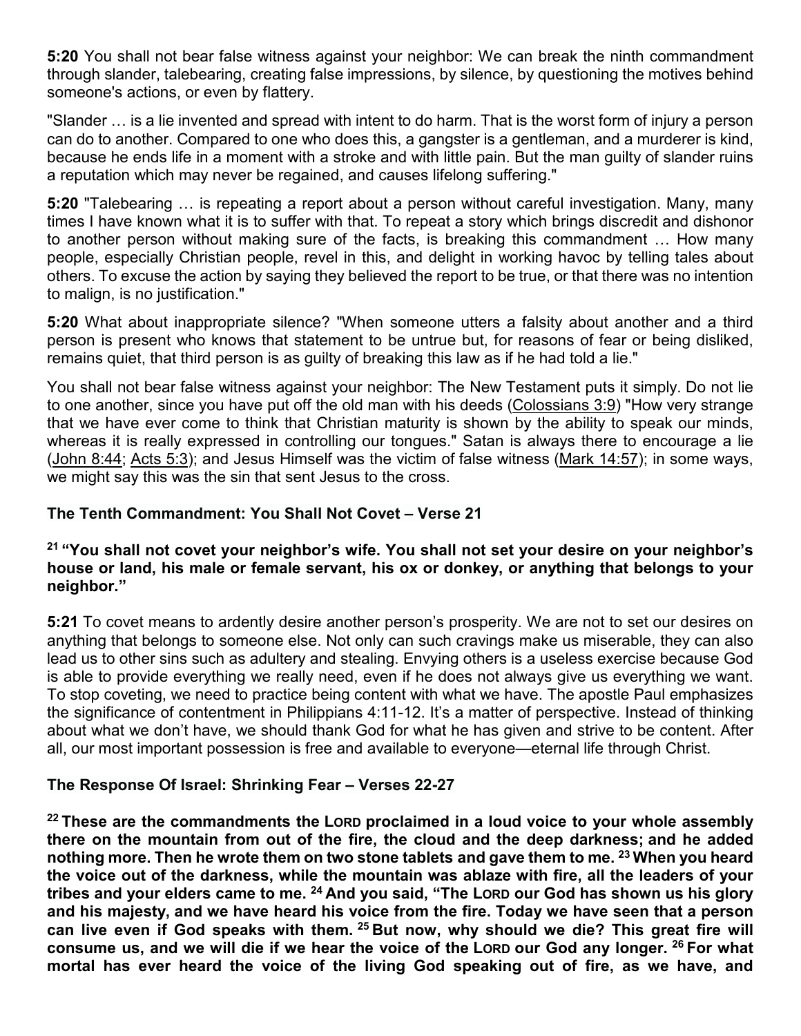**5:20** You shall not bear false witness against your neighbor: We can break the ninth commandment through slander, talebearing, creating false impressions, by silence, by questioning the motives behind someone's actions, or even by flattery.

"Slander … is a lie invented and spread with intent to do harm. That is the worst form of injury a person can do to another. Compared to one who does this, a gangster is a gentleman, and a murderer is kind, because he ends life in a moment with a stroke and with little pain. But the man guilty of slander ruins a reputation which may never be regained, and causes lifelong suffering."

**5:20** "Talebearing … is repeating a report about a person without careful investigation. Many, many times I have known what it is to suffer with that. To repeat a story which brings discredit and dishonor to another person without making sure of the facts, is breaking this commandment … How many people, especially Christian people, revel in this, and delight in working havoc by telling tales about others. To excuse the action by saying they believed the report to be true, or that there was no intention to malign, is no justification."

**5:20** What about inappropriate silence? "When someone utters a falsity about another and a third person is present who knows that statement to be untrue but, for reasons of fear or being disliked, remains quiet, that third person is as guilty of breaking this law as if he had told a lie."

You shall not bear false witness against your neighbor: The New Testament puts it simply. Do not lie to one another, since you have put off the old man with his deeds (Colossians 3:9) "How very strange that we have ever come to think that Christian maturity is shown by the ability to speak our minds, whereas it is really expressed in controlling our tongues." Satan is always there to encourage a lie (John 8:44; Acts 5:3); and Jesus Himself was the victim of false witness (Mark 14:57); in some ways, we might say this was the sin that sent Jesus to the cross.

### The Tenth Commandment: You Shall Not Covet – Verse 21

**21 "You shall not covet your neighbor's wife. You shall not set your desire on your neighbor's house or land, his male or female servant, his ox or donkey, or anything that belongs to your neighbor."**

**5:21** To covet means to ardently desire another person's prosperity. We are not to set our desires on anything that belongs to someone else. Not only can such cravings make us miserable, they can also lead us to other sins such as adultery and stealing. Envying others is a useless exercise because God is able to provide everything we really need, even if he does not always give us everything we want. To stop coveting, we need to practice being content with what we have. The apostle Paul emphasizes the significance of contentment in Philippians 4:11-12. It's a matter of perspective. Instead of thinking about what we don't have, we should thank God for what he has given and strive to be content. After all, our most important possession is free and available to everyone—eternal life through Christ.

### The Response Of Israel: Shrinking Fear – Verses 22-27

**22 These are the commandments the LORD proclaimed in a loud voice to your whole assembly there on the mountain from out of the fire, the cloud and the deep darkness; and he added nothing more. Then he wrote them on two stone tablets and gave them to me. 23 When you heard the voice out of the darkness, while the mountain was ablaze with fire, all the leaders of your tribes and your elders came to me. 24 And you said, "The LORD our God has shown us his glory and his majesty, and we have heard his voice from the fire. Today we have seen that a person can live even if God speaks with them. 25 But now, why should we die? This great fire will consume us, and we will die if we hear the voice of the LORD our God any longer. 26 For what mortal has ever heard the voice of the living God speaking out of fire, as we have, and**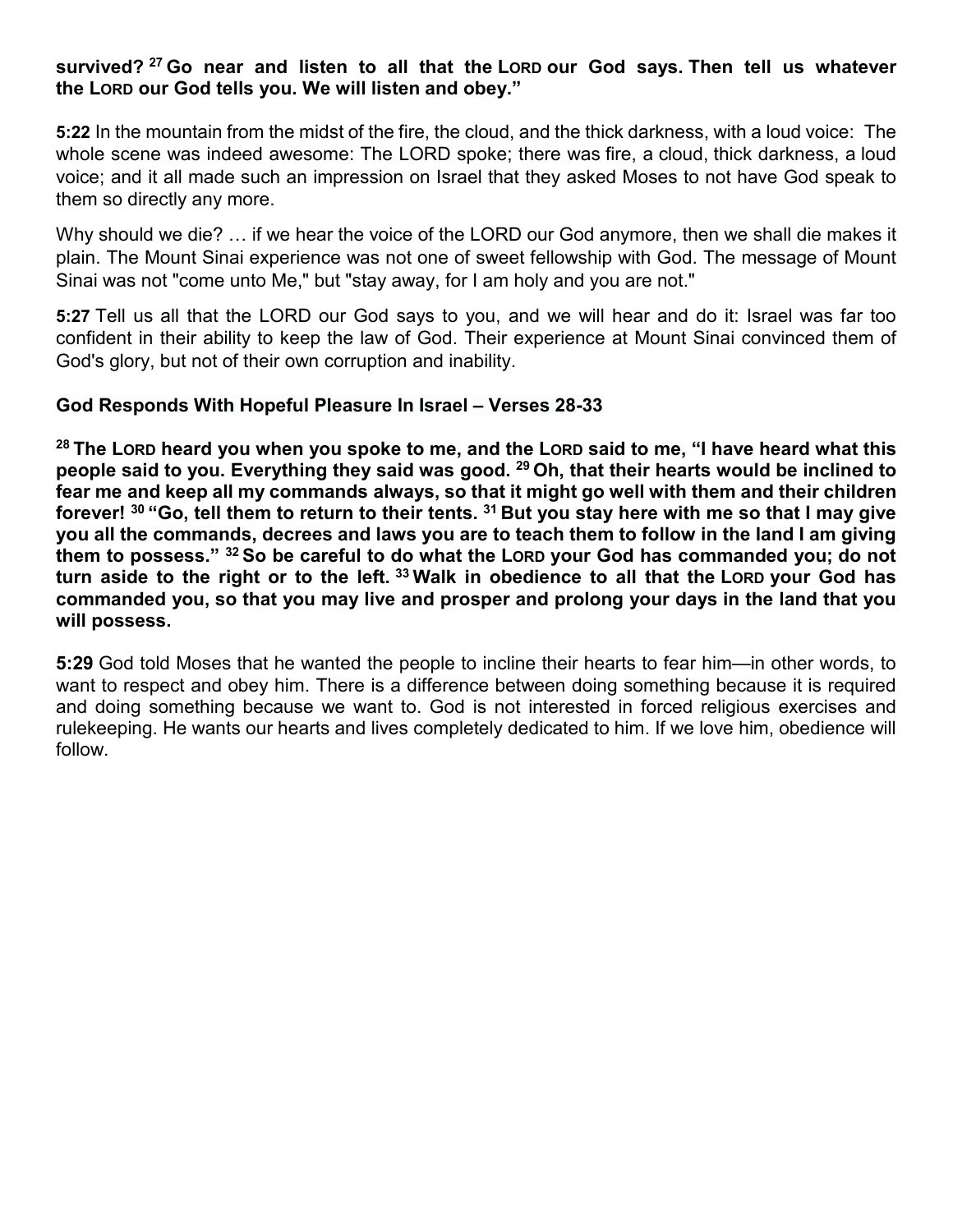**survived? [27] Go near and listen to all that the LORD our God says. Then tell us whatever the LORD our God tells you. We will listen and obey."**

**5:22** In the mountain from the midst of the fire, the cloud, and the thick darkness, with a loud voice: The whole scene was indeed awesome: The LORD spoke; there was fire, a cloud, thick darkness, a loud voice; and it all made such an impression on Israel that they asked Moses to not have God speak to them so directly any more.

Why should we die? … if we hear the voice of the LORD our God anymore, then we shall die makes it plain. The Mount Sinai experience was not one of sweet fellowship with God. The message of Mount Sinai was not "come unto Me," but "stay away, for I am holy and you are not."

**5:27** Tell us all that the LORD our God says to you, and we will hear and do it: Israel was far too confident in their ability to keep the law of God. Their experience at Mount Sinai convinced them of God's glory, but not of their own corruption and inability.

**God Responds With Hopeful Pleasure In Israel – Verses 28-33**

**[28] The LORD heard you when you spoke to me, and the LORD said to me, "I have heard what this people said to you. Everything they said was good. [29] Oh, that their hearts would be inclined to fear me and keep all my commands always, so that it might go well with them and their children forever! [30] "Go, tell them to return to their tents. [31] But you stay here with me so that I may give you all the commands, decrees and laws you are to teach them to follow in the land I am giving them to possess." [32] So be careful to do what the LORD your God has commanded you; do not turn aside to the right or to the left. [33] Walk in obedience to all that the LORD your God has commanded you, so that you may live and prosper and prolong your days in the land that you will possess.**

**5:29** God told Moses that he wanted the people to incline their hearts to fear him—in other words, to want to respect and obey him. There is a difference between doing something because it is required and doing something because we want to. God is not interested in forced religious exercises and rulekeeping. He wants our hearts and lives completely dedicated to him. If we love him, obedience will follow.